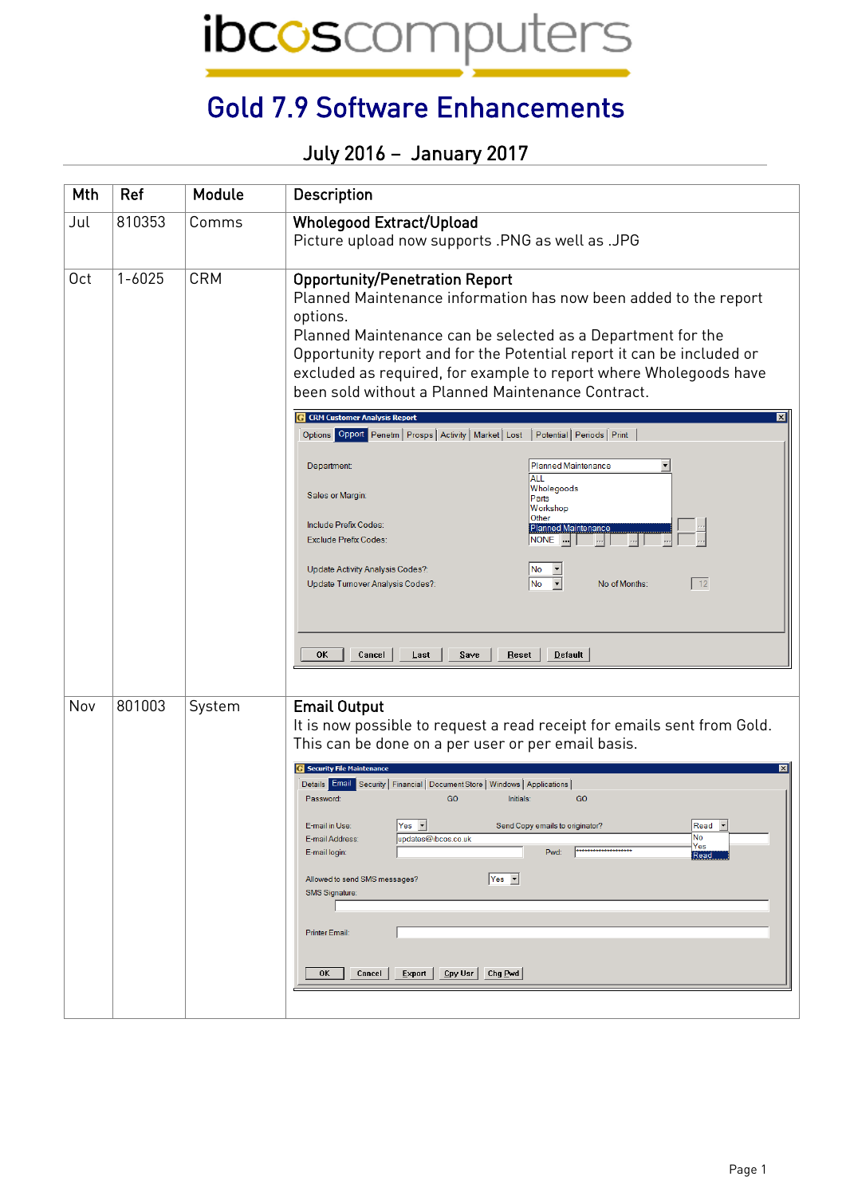# ibcos computers

## Gold 7.9 Software Enhancements

### July 2016 – January 2017

| Mth | Ref | Module | Description |
|---|---|---|---|
| Jul | 810353 | Comms | **Wholegood Extract/Upload**<br>Picture upload now supports .PNG as well as .JPG |
| Oct | 1-6025 | CRM | **Opportunity/Penetration Report**<br>Planned Maintenance information has now been added to the report options.<br>Planned Maintenance can be selected as a Department for the Opportunity report and for the Potential report it can be included or excluded as required, for example to report where Wholegoods have been sold without a Planned Maintenance Contract. |
| Nov | 801003 | System | **Email Output**<br>It is now possible to request a read receipt for emails sent from Gold. This can be done on a per user or per email basis. |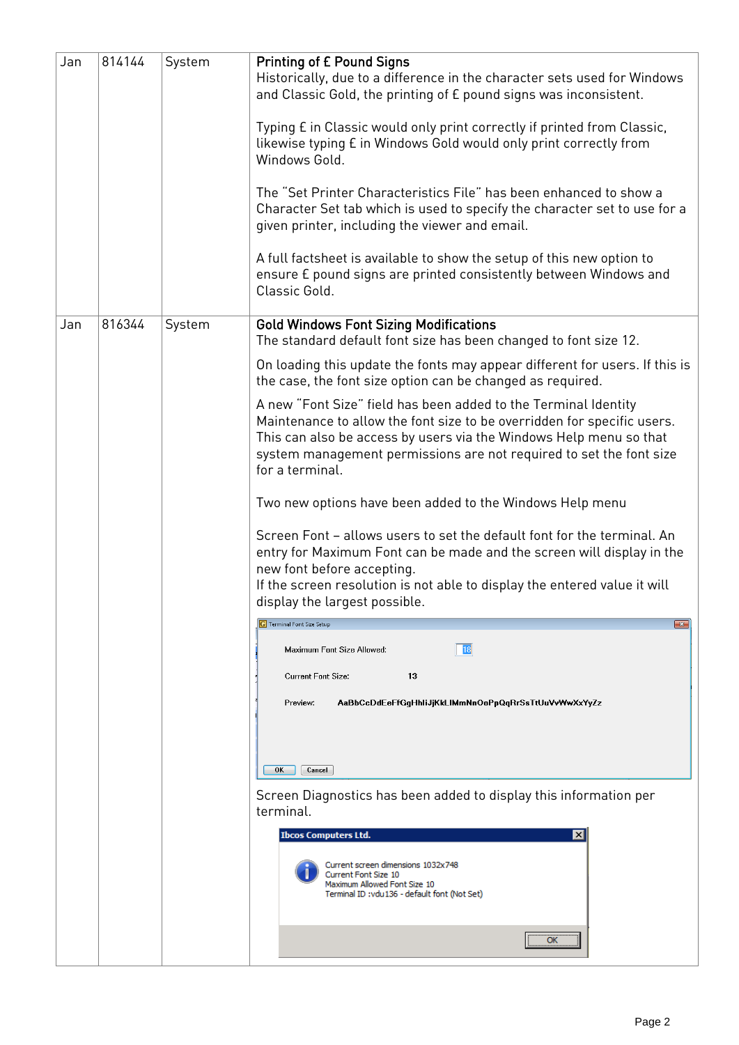| | | | |
|---|---|---|---|
| Jan | 814144 | System | **Printing of £ Pound Signs**<br>Historically, due to a difference in the character sets used for Windows and Classic Gold, the printing of £ pound signs was inconsistent.<br><br>Typing £ in Classic would only print correctly if printed from Classic, likewise typing £ in Windows Gold would only print correctly from Windows Gold.<br><br>The "Set Printer Characteristics File" has been enhanced to show a Character Set tab which is used to specify the character set to use for a given printer, including the viewer and email.<br><br>A full factsheet is available to show the setup of this new option to ensure £ pound signs are printed consistently between Windows and Classic Gold. |
| Jan | 816344 | System | **Gold Windows Font Sizing Modifications**<br>The standard default font size has been changed to font size 12.<br><br>On loading this update the fonts may appear different for users. If this is the case, the font size option can be changed as required.<br><br>A new "Font Size" field has been added to the Terminal Identity Maintenance to allow the font size to be overridden for specific users. This can also be access by users via the Windows Help menu so that system management permissions are not required to set the font size for a terminal.<br><br>Two new options have been added to the Windows Help menu<br><br>Screen Font – allows users to set the default font for the terminal. An entry for Maximum Font can be made and the screen will display in the new font before accepting.<br>If the screen resolution is not able to display the entered value it will display the largest possible.<br><br>Terminal Font Size Setup<br>Maximum Font Size Allowed: 18<br>Current Font Size: 13<br>Preview: AaBbCcDdEeFfGgHhIiJjKkLlMmNnOoPpQqRrSsTtUuVvWwXxYyZz<br>OK Cancel<br><br>Screen Diagnostics has been added to display this information per terminal.<br><br>Ibcos Computers Ltd.<br>Current screen dimensions 1032x748<br>Current Font Size 10<br>Maximum Allowed Font Size 10<br>Terminal ID :vdu136 - default font (Not Set)<br>OK |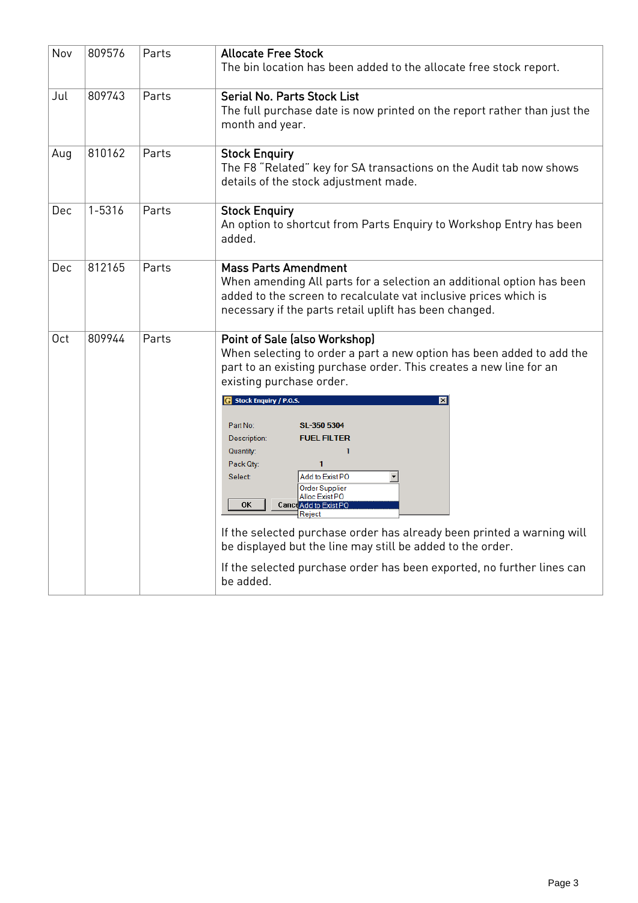| Nov | 809576 | Parts | **Allocate Free Stock**<br>The bin location has been added to the allocate free stock report. |
|---|---|---|---|
| Jul | 809743 | Parts | **Serial No. Parts Stock List**<br>The full purchase date is now printed on the report rather than just the month and year. |
| Aug | 810162 | Parts | **Stock Enquiry**<br>The F8 "Related" key for SA transactions on the Audit tab now shows details of the stock adjustment made. |
| Dec | 1-5316 | Parts | **Stock Enquiry**<br>An option to shortcut from Parts Enquiry to Workshop Entry has been added. |
| Dec | 812165 | Parts | **Mass Parts Amendment**<br>When amending All parts for a selection an additional option has been added to the screen to recalculate vat inclusive prices which is necessary if the parts retail uplift has been changed. |
| Oct | 809944 | Parts | **Point of Sale (also Workshop)**<br>When selecting to order a part a new option has been added to add the part to an existing purchase order. This creates a new line for an existing purchase order.<br><br>Stock Enquiry / P.O.S.<br>Part No: SL-350 5304<br>Description: FUEL FILTER<br>Quantity: 1<br>Pack Qty: 1<br>Select: Add to Exist PO (Order Supplier / Alloc Exist PO / Add to Exist PO / Reject)<br>OK  Cancel<br><br>If the selected purchase order has already been printed a warning will be displayed but the line may still be added to the order.<br><br>If the selected purchase order has been exported, no further lines can be added. |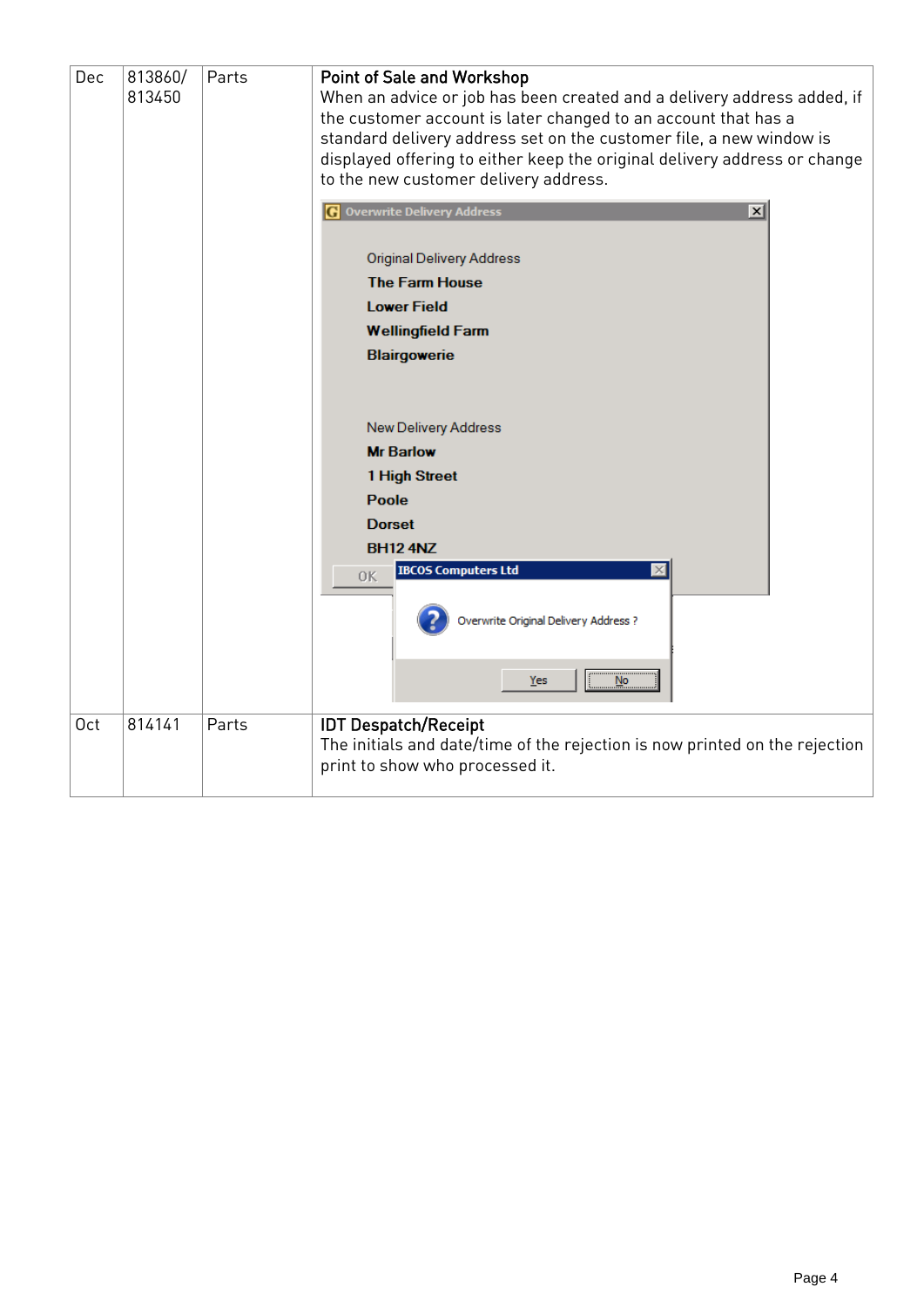| Dec | 813860/ 813450 | Parts | **Point of Sale and Workshop**<br>When an advice or job has been created and a delivery address added, if the customer account is later changed to an account that has a standard delivery address set on the customer file, a new window is displayed offering to either keep the original delivery address or change to the new customer delivery address.<br>Overwrite Delivery Address<br>Original Delivery Address<br>**The Farm House**<br>**Lower Field**<br>**Wellingfield Farm**<br>**Blairgowerie**<br>New Delivery Address<br>**Mr Barlow**<br>**1 High Street**<br>**Poole**<br>**Dorset**<br>**BH12 4NZ**<br>OK<br>IBCOS Computers Ltd<br>Overwrite Original Delivery Address ?<br>Yes No |
|---|---|---|---|
| Oct | 814141 | Parts | **IDT Despatch/Receipt**<br>The initials and date/time of the rejection is now printed on the rejection print to show who processed it. |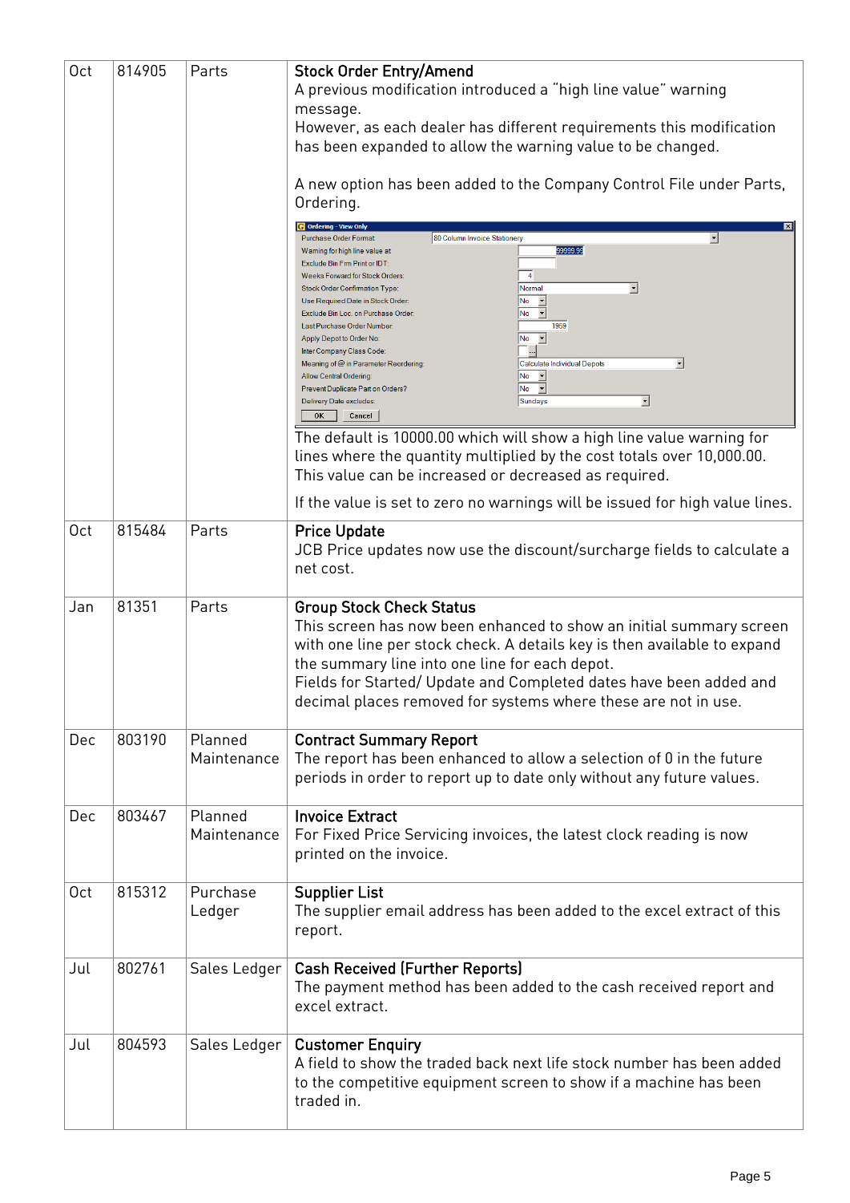| Oct | 814905 | Parts | **Stock Order Entry/Amend**<br>A previous modification introduced a "high line value" warning message.<br>However, as each dealer has different requirements this modification has been expanded to allow the warning value to be changed.<br><br>A new option has been added to the Company Control File under Parts, Ordering.<br><br>Ordering - View Only<br>Purchase Order Format: 80 Column Invoice Stationery<br>Warning for high line value at: 99999.99<br>Exclude Bin Frm Print or IDT:<br>Weeks Forward for Stock Orders: 4<br>Stock Order Confirmation Type: Normal<br>Use Required Date in Stock Order: No<br>Exclude Bin Loc. on Purchase Order: No<br>Last Purchase Order Number: 1959<br>Apply Depot to Order No: No<br>Inter Company Class Code:<br>Meaning of @ in Parameter Reordering: Calculate Individual Depots<br>Allow Central Ordering: No<br>Prevent Duplicate Part on Orders?: No<br>Delivery Date excludes: Sundays<br>OK Cancel<br><br>The default is 10000.00 which will show a high line value warning for lines where the quantity multiplied by the cost totals over 10,000.00. This value can be increased or decreased as required.<br><br>If the value is set to zero no warnings will be issued for high value lines. |
|---|---|---|---|
| Oct | 815484 | Parts | **Price Update**<br>JCB Price updates now use the discount/surcharge fields to calculate a net cost. |
| Jan | 81351 | Parts | **Group Stock Check Status**<br>This screen has now been enhanced to show an initial summary screen with one line per stock check. A details key is then available to expand the summary line into one line for each depot.<br>Fields for Started/ Update and Completed dates have been added and decimal places removed for systems where these are not in use. |
| Dec | 803190 | Planned Maintenance | **Contract Summary Report**<br>The report has been enhanced to allow a selection of 0 in the future periods in order to report up to date only without any future values. |
| Dec | 803467 | Planned Maintenance | **Invoice Extract**<br>For Fixed Price Servicing invoices, the latest clock reading is now printed on the invoice. |
| Oct | 815312 | Purchase Ledger | **Supplier List**<br>The supplier email address has been added to the excel extract of this report. |
| Jul | 802761 | Sales Ledger | **Cash Received (Further Reports)**<br>The payment method has been added to the cash received report and excel extract. |
| Jul | 804593 | Sales Ledger | **Customer Enquiry**<br>A field to show the traded back next life stock number has been added to the competitive equipment screen to show if a machine has been traded in. |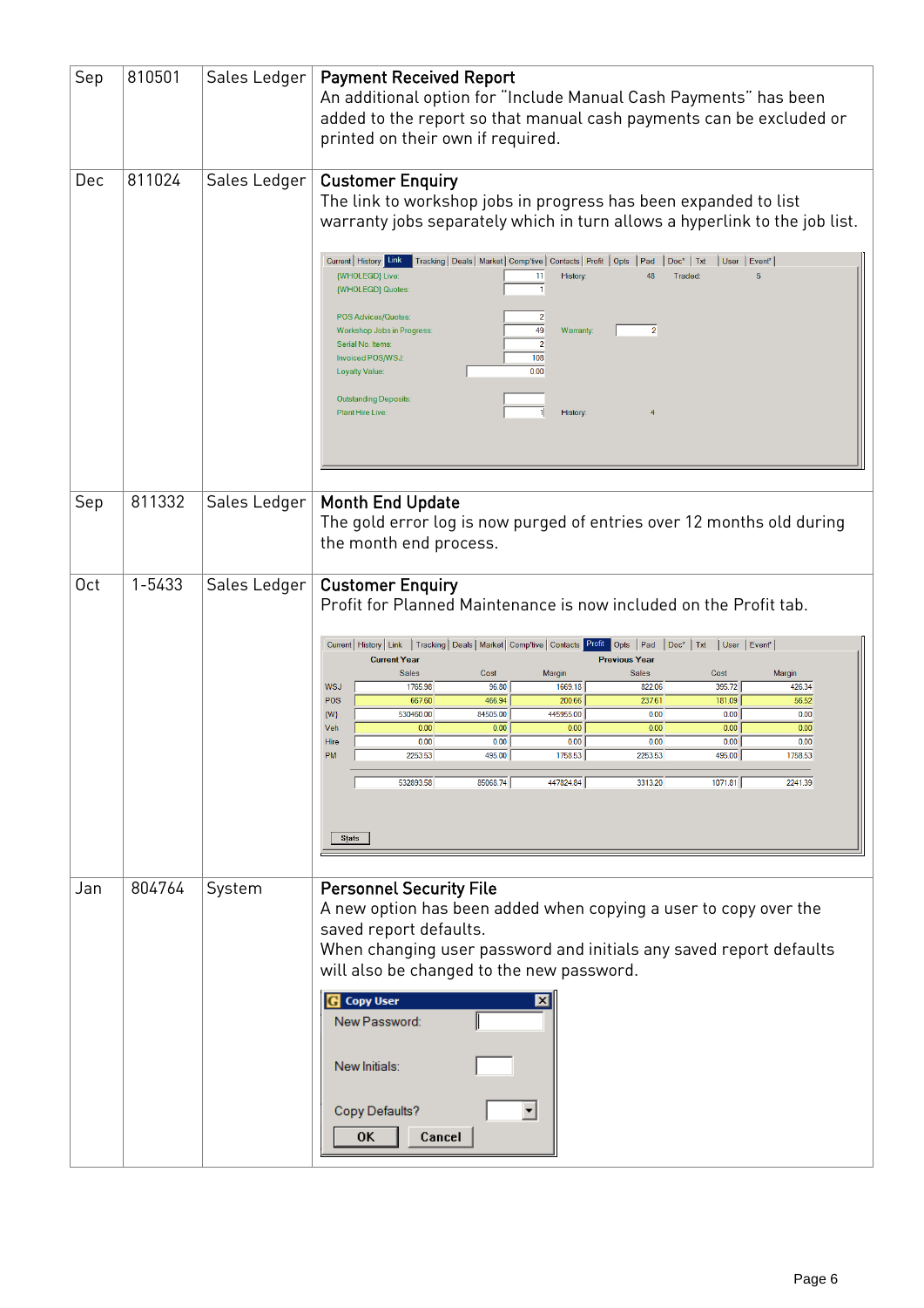| | | | |
|---|---|---|---|
| Sep | 810501 | Sales Ledger | **Payment Received Report**<br>An additional option for "Include Manual Cash Payments" has been added to the report so that manual cash payments can be excluded or printed on their own if required. |
| Dec | 811024 | Sales Ledger | **Customer Enquiry**<br>The link to workshop jobs in progress has been expanded to list warranty jobs separately which in turn allows a hyperlink to the job list. |
| Sep | 811332 | Sales Ledger | **Month End Update**<br>The gold error log is now purged of entries over 12 months old during the month end process. |
| Oct | 1-5433 | Sales Ledger | **Customer Enquiry**<br>Profit for Planned Maintenance is now included on the Profit tab. |
| Jan | 804764 | System | **Personnel Security File**<br>A new option has been added when copying a user to copy over the saved report defaults.<br>When changing user password and initials any saved report defaults will also be changed to the new password. |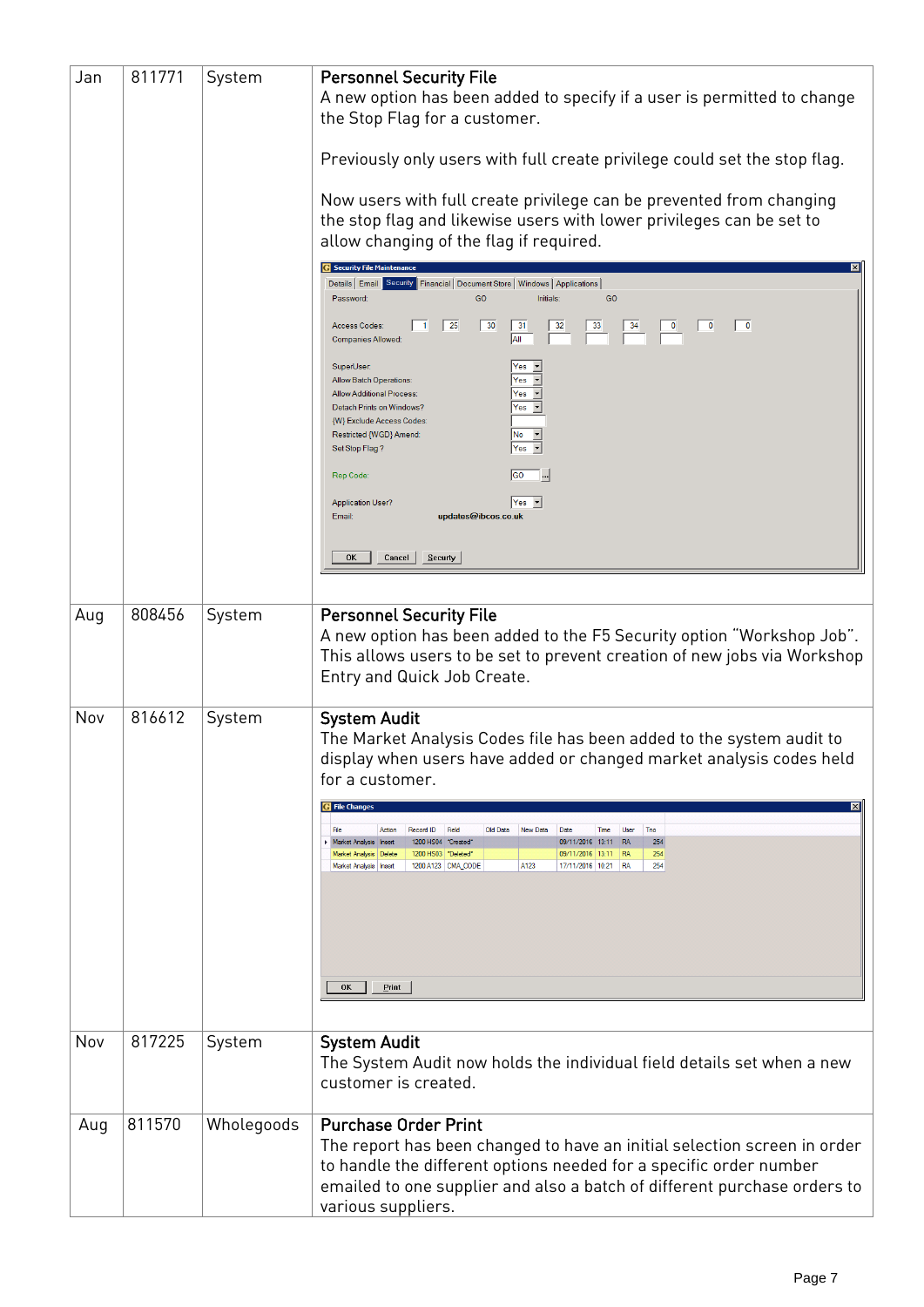| Jan | 811771 | System | **Personnel Security File**<br>A new option has been added to specify if a user is permitted to change the Stop Flag for a customer.<br><br>Previously only users with full create privilege could set the stop flag.<br><br>Now users with full create privilege can be prevented from changing the stop flag and likewise users with lower privileges can be set to allow changing of the flag if required. |
|---|---|---|---|
| Aug | 808456 | System | **Personnel Security File**<br>A new option has been added to the F5 Security option "Workshop Job". This allows users to be set to prevent creation of new jobs via Workshop Entry and Quick Job Create. |
| Nov | 816612 | System | **System Audit**<br>The Market Analysis Codes file has been added to the system audit to display when users have added or changed market analysis codes held for a customer. |
| Nov | 817225 | System | **System Audit**<br>The System Audit now holds the individual field details set when a new customer is created. |
| Aug | 811570 | Wholegoods | **Purchase Order Print**<br>The report has been changed to have an initial selection screen in order to handle the different options needed for a specific order number emailed to one supplier and also a batch of different purchase orders to various suppliers. |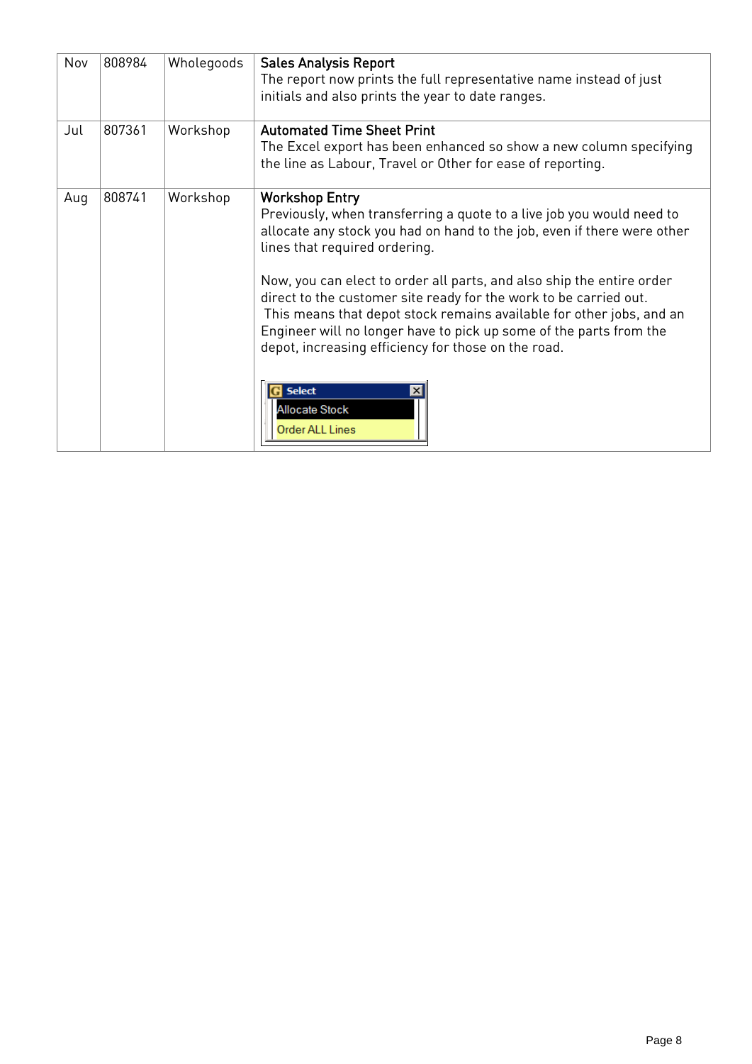| | | | |
|---|---|---|---|
| Nov | 808984 | Wholegoods | **Sales Analysis Report**<br>The report now prints the full representative name instead of just initials and also prints the year to date ranges. |
| Jul | 807361 | Workshop | **Automated Time Sheet Print**<br>The Excel export has been enhanced so show a new column specifying the line as Labour, Travel or Other for ease of reporting. |
| Aug | 808741 | Workshop | **Workshop Entry**<br>Previously, when transferring a quote to a live job you would need to allocate any stock you had on hand to the job, even if there were other lines that required ordering.<br><br>Now, you can elect to order all parts, and also ship the entire order direct to the customer site ready for the work to be carried out. This means that depot stock remains available for other jobs, and an Engineer will no longer have to pick up some of the parts from the depot, increasing efficiency for those on the road.<br><br>Select<br>Allocate Stock<br>Order ALL Lines |